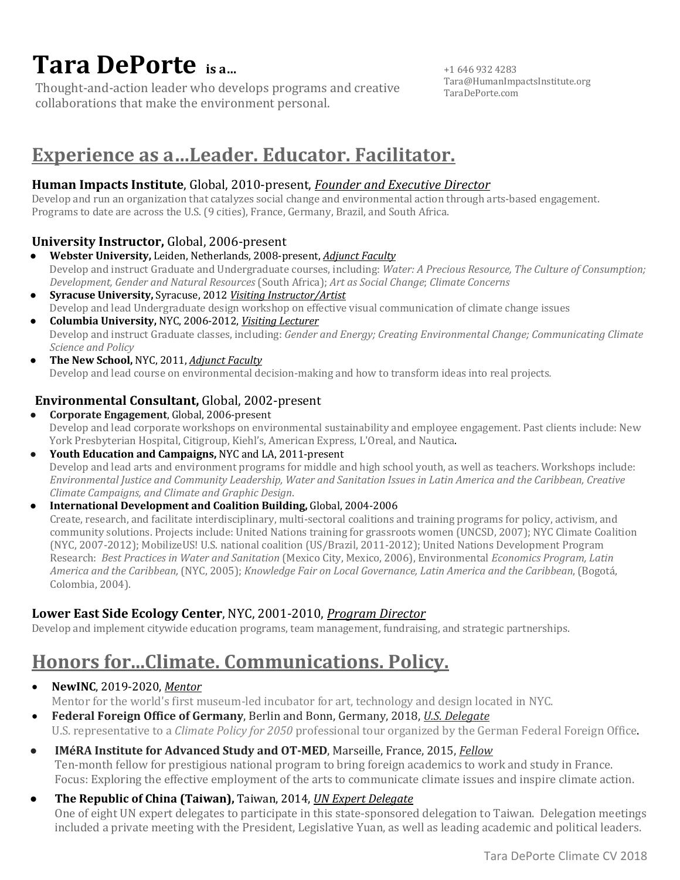# Tara DePorte **is a...**

Thought-and-action leader who develops programs and creative collaborations that make the environment personal.

+1 646 932 4283
Tara@HumanImpactsInstitute.org
TaraDePorte.com

## Experience as a...Leader. Educator. Facilitator.

**Human Impacts Institute**, Global, 2010-present, ***Founder and Executive Director***
Develop and run an organization that catalyzes social change and environmental action through arts-based engagement. Programs to date are across the U.S. (9 cities), France, Germany, Brazil, and South Africa.

**University Instructor,** Global, 2006-present

- **Webster University,** Leiden, Netherlands, 2008-present, *Adjunct Faculty*
  Develop and instruct Graduate and Undergraduate courses, including: *Water: A Precious Resource, The Culture of Consumption; Development, Gender and Natural Resources* (South Africa); *Art as Social Change*; *Climate Concerns*
- **Syracuse University,** Syracuse, 2012 *Visiting Instructor/Artist*
  Develop and lead Undergraduate design workshop on effective visual communication of climate change issues
- **Columbia University,** NYC, 2006-2012, *Visiting Lecturer*
  Develop and instruct Graduate classes, including: *Gender and Energy; Creating Environmental Change; Communicating Climate Science and Policy*
- **The New School,** NYC, 2011, *Adjunct Faculty*
  Develop and lead course on environmental decision-making and how to transform ideas into real projects.

**Environmental Consultant,** Global, 2002-present

- **Corporate Engagement**, Global, 2006-present
  Develop and lead corporate workshops on environmental sustainability and employee engagement. Past clients include: New York Presbyterian Hospital, Citigroup, Kiehl's, American Express, L'Oreal, and Nautica.
- **Youth Education and Campaigns,** NYC and LA, 2011-present
  Develop and lead arts and environment programs for middle and high school youth, as well as teachers. Workshops include: *Environmental Justice and Community Leadership, Water and Sanitation Issues in Latin America and the Caribbean, Creative Climate Campaigns, and Climate and Graphic Design*.
- **International Development and Coalition Building,** Global, 2004-2006
  Create, research, and facilitate interdisciplinary, multi-sectoral coalitions and training programs for policy, activism, and community solutions. Projects include: United Nations training for grassroots women (UNCSD, 2007); NYC Climate Coalition (NYC, 2007-2012); MobilizeUS! U.S. national coalition (US/Brazil, 2011-2012); United Nations Development Program Research: *Best Practices in Water and Sanitation* (Mexico City, Mexico, 2006), Environmental *Economics Program, Latin America and the Caribbean,* (NYC, 2005); *Knowledge Fair on Local Governance, Latin America and the Caribbean*, (Bogotá, Colombia, 2004).

**Lower East Side Ecology Center**, NYC, 2001-2010, ***Program Director***
Develop and implement citywide education programs, team management, fundraising, and strategic partnerships.

## Honors for...Climate. Communications. Policy.

- **NewINC**, 2019-2020, *Mentor*
  Mentor for the world's first museum-led incubator for art, technology and design located in NYC.
- **Federal Foreign Office of Germany**, Berlin and Bonn, Germany, 2018, *U.S. Delegate*
  U.S. representative to a *Climate Policy for 2050* professional tour organized by the German Federal Foreign Office.
- **IMéRA Institute for Advanced Study and OT-MED**, Marseille, France, 2015, *Fellow*
  Ten-month fellow for prestigious national program to bring foreign academics to work and study in France. Focus: Exploring the effective employment of the arts to communicate climate issues and inspire climate action.
- **The Republic of China (Taiwan),** Taiwan, 2014, *UN Expert Delegate*
  One of eight UN expert delegates to participate in this state-sponsored delegation to Taiwan. Delegation meetings included a private meeting with the President, Legislative Yuan, as well as leading academic and political leaders.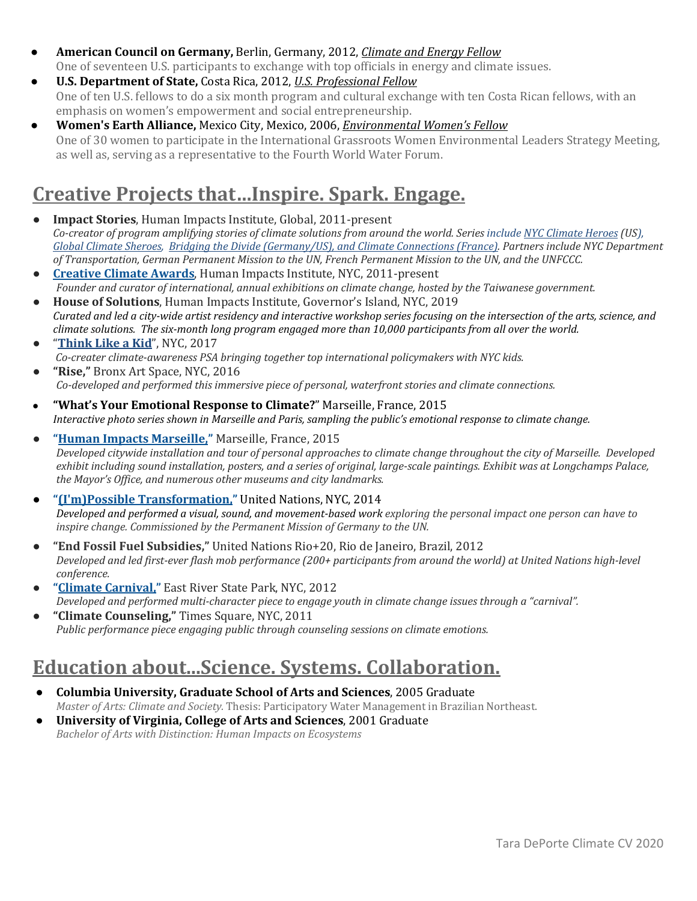- **American Council on Germany,** Berlin, Germany, 2012, *Climate and Energy Fellow*
  One of seventeen U.S. participants to exchange with top officials in energy and climate issues.
- **U.S. Department of State,** Costa Rica, 2012, *U.S. Professional Fellow*
  One of ten U.S. fellows to do a six month program and cultural exchange with ten Costa Rican fellows, with an emphasis on women's empowerment and social entrepreneurship.
- **Women's Earth Alliance,** Mexico City, Mexico, 2006, *Environmental Women's Fellow*
  One of 30 women to participate in the International Grassroots Women Environmental Leaders Strategy Meeting, as well as, serving as a representative to the Fourth World Water Forum.

## Creative Projects that…Inspire. Spark. Engage.

- **Impact Stories**, Human Impacts Institute, Global, 2011-present
  *Co-creator of program amplifying stories of climate solutions from around the world. Series include NYC Climate Heroes (US), Global Climate Sheroes, Bridging the Divide (Germany/US), and Climate Connections (France). Partners include NYC Department of Transportation, German Permanent Mission to the UN, French Permanent Mission to the UN, and the UNFCCC.*
- **Creative Climate Awards**, Human Impacts Institute, NYC, 2011-present
  *Founder and curator of international, annual exhibitions on climate change, hosted by the Taiwanese government.*
- **House of Solutions**, Human Impacts Institute, Governor's Island, NYC, 2019
  *Curated and led a city-wide artist residency and interactive workshop series focusing on the intersection of the arts, science, and climate solutions. The six-month long program engaged more than 10,000 participants from all over the world.*
- "**Think Like a Kid**", NYC, 2017
  *Co-creater climate-awareness PSA bringing together top international policymakers with NYC kids.*
- **"Rise,"** Bronx Art Space, NYC, 2016
  *Co-developed and performed this immersive piece of personal, waterfront stories and climate connections.*
- **"What's Your Emotional Response to Climate?"** Marseille, France, 2015
  *Interactive photo series shown in Marseille and Paris, sampling the public's emotional response to climate change.*
- **"Human Impacts Marseille,"** Marseille, France, 2015
  *Developed citywide installation and tour of personal approaches to climate change throughout the city of Marseille. Developed exhibit including sound installation, posters, and a series of original, large-scale paintings. Exhibit was at Longchamps Palace, the Mayor's Office, and numerous other museums and city landmarks.*
- **"(I'm)Possible Transformation,"** United Nations, NYC, 2014
  *Developed and performed a visual, sound, and movement-based work exploring the personal impact one person can have to inspire change. Commissioned by the Permanent Mission of Germany to the UN.*
- **"End Fossil Fuel Subsidies,"** United Nations Rio+20, Rio de Janeiro, Brazil, 2012
  *Developed and led first-ever flash mob performance (200+ participants from around the world) at United Nations high-level conference.*
- **"Climate Carnival,"** East River State Park, NYC, 2012
  *Developed and performed multi-character piece to engage youth in climate change issues through a "carnival".*
- **"Climate Counseling,"** Times Square, NYC, 2011
  *Public performance piece engaging public through counseling sessions on climate emotions.*

## Education about…Science. Systems. Collaboration.

- **Columbia University, Graduate School of Arts and Sciences**, 2005 Graduate
  *Master of Arts: Climate and Society.* Thesis: Participatory Water Management in Brazilian Northeast.
- **University of Virginia, College of Arts and Sciences**, 2001 Graduate
  *Bachelor of Arts with Distinction: Human Impacts on Ecosystems*